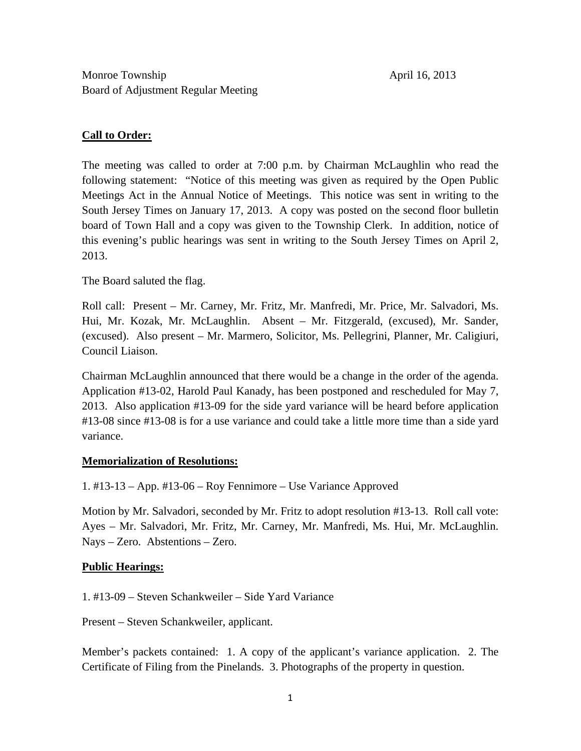Monroe Township April 16, 2013
Board of Adjustment Regular Meeting

**Call to Order:**

The meeting was called to order at 7:00 p.m. by Chairman McLaughlin who read the following statement: "Notice of this meeting was given as required by the Open Public Meetings Act in the Annual Notice of Meetings. This notice was sent in writing to the South Jersey Times on January 17, 2013. A copy was posted on the second floor bulletin board of Town Hall and a copy was given to the Township Clerk. In addition, notice of this evening's public hearings was sent in writing to the South Jersey Times on April 2, 2013.

The Board saluted the flag.

Roll call: Present – Mr. Carney, Mr. Fritz, Mr. Manfredi, Mr. Price, Mr. Salvadori, Ms. Hui, Mr. Kozak, Mr. McLaughlin. Absent – Mr. Fitzgerald, (excused), Mr. Sander, (excused). Also present – Mr. Marmero, Solicitor, Ms. Pellegrini, Planner, Mr. Caligiuri, Council Liaison.

Chairman McLaughlin announced that there would be a change in the order of the agenda. Application #13-02, Harold Paul Kanady, has been postponed and rescheduled for May 7, 2013. Also application #13-09 for the side yard variance will be heard before application #13-08 since #13-08 is for a use variance and could take a little more time than a side yard variance.

**Memorialization of Resolutions:**

1. #13-13 – App. #13-06 – Roy Fennimore – Use Variance Approved

Motion by Mr. Salvadori, seconded by Mr. Fritz to adopt resolution #13-13. Roll call vote: Ayes – Mr. Salvadori, Mr. Fritz, Mr. Carney, Mr. Manfredi, Ms. Hui, Mr. McLaughlin. Nays – Zero. Abstentions – Zero.

**Public Hearings:**

1. #13-09 – Steven Schankweiler – Side Yard Variance

Present – Steven Schankweiler, applicant.

Member's packets contained: 1. A copy of the applicant's variance application. 2. The Certificate of Filing from the Pinelands. 3. Photographs of the property in question.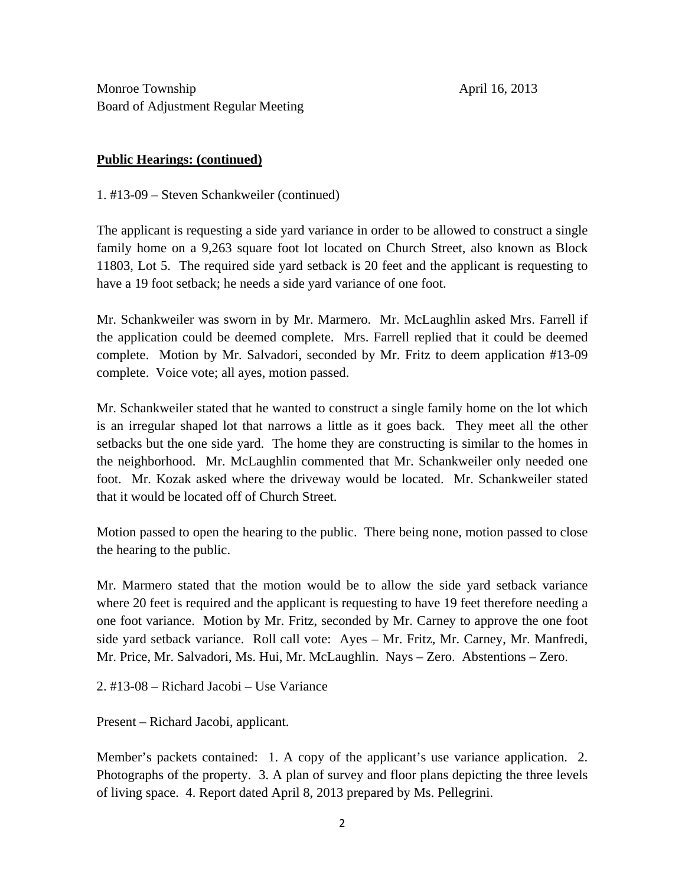Monroe Township
Board of Adjustment Regular Meeting

April 16, 2013

**Public Hearings: (continued)**

1. #13-09 – Steven Schankweiler (continued)

The applicant is requesting a side yard variance in order to be allowed to construct a single family home on a 9,263 square foot lot located on Church Street, also known as Block 11803, Lot 5. The required side yard setback is 20 feet and the applicant is requesting to have a 19 foot setback; he needs a side yard variance of one foot.

Mr. Schankweiler was sworn in by Mr. Marmero. Mr. McLaughlin asked Mrs. Farrell if the application could be deemed complete. Mrs. Farrell replied that it could be deemed complete. Motion by Mr. Salvadori, seconded by Mr. Fritz to deem application #13-09 complete. Voice vote; all ayes, motion passed.

Mr. Schankweiler stated that he wanted to construct a single family home on the lot which is an irregular shaped lot that narrows a little as it goes back. They meet all the other setbacks but the one side yard. The home they are constructing is similar to the homes in the neighborhood. Mr. McLaughlin commented that Mr. Schankweiler only needed one foot. Mr. Kozak asked where the driveway would be located. Mr. Schankweiler stated that it would be located off of Church Street.

Motion passed to open the hearing to the public. There being none, motion passed to close the hearing to the public.

Mr. Marmero stated that the motion would be to allow the side yard setback variance where 20 feet is required and the applicant is requesting to have 19 feet therefore needing a one foot variance. Motion by Mr. Fritz, seconded by Mr. Carney to approve the one foot side yard setback variance. Roll call vote: Ayes – Mr. Fritz, Mr. Carney, Mr. Manfredi, Mr. Price, Mr. Salvadori, Ms. Hui, Mr. McLaughlin. Nays – Zero. Abstentions – Zero.

2. #13-08 – Richard Jacobi – Use Variance

Present – Richard Jacobi, applicant.

Member's packets contained: 1. A copy of the applicant's use variance application. 2. Photographs of the property. 3. A plan of survey and floor plans depicting the three levels of living space. 4. Report dated April 8, 2013 prepared by Ms. Pellegrini.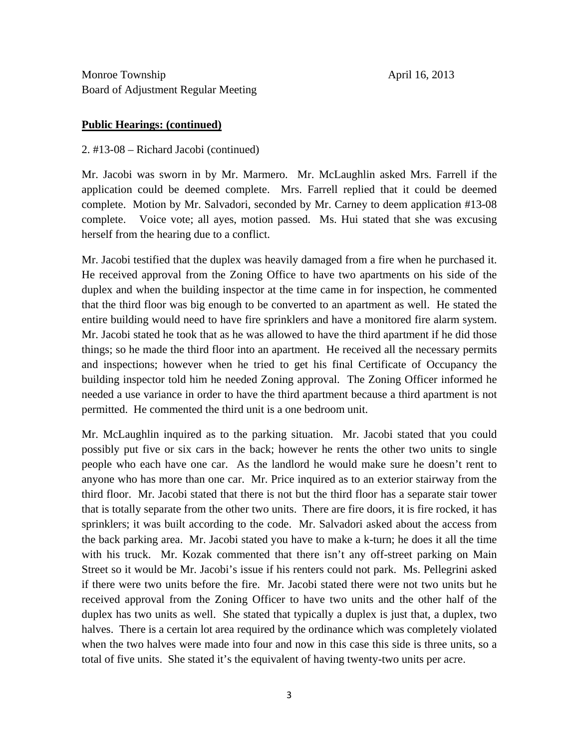Monroe Township
Board of Adjustment Regular Meeting

April 16, 2013

**Public Hearings: (continued)**

2. #13-08 – Richard Jacobi (continued)

Mr. Jacobi was sworn in by Mr. Marmero. Mr. McLaughlin asked Mrs. Farrell if the application could be deemed complete. Mrs. Farrell replied that it could be deemed complete. Motion by Mr. Salvadori, seconded by Mr. Carney to deem application #13-08 complete. Voice vote; all ayes, motion passed. Ms. Hui stated that she was excusing herself from the hearing due to a conflict.

Mr. Jacobi testified that the duplex was heavily damaged from a fire when he purchased it. He received approval from the Zoning Office to have two apartments on his side of the duplex and when the building inspector at the time came in for inspection, he commented that the third floor was big enough to be converted to an apartment as well. He stated the entire building would need to have fire sprinklers and have a monitored fire alarm system. Mr. Jacobi stated he took that as he was allowed to have the third apartment if he did those things; so he made the third floor into an apartment. He received all the necessary permits and inspections; however when he tried to get his final Certificate of Occupancy the building inspector told him he needed Zoning approval. The Zoning Officer informed he needed a use variance in order to have the third apartment because a third apartment is not permitted. He commented the third unit is a one bedroom unit.

Mr. McLaughlin inquired as to the parking situation. Mr. Jacobi stated that you could possibly put five or six cars in the back; however he rents the other two units to single people who each have one car. As the landlord he would make sure he doesn't rent to anyone who has more than one car. Mr. Price inquired as to an exterior stairway from the third floor. Mr. Jacobi stated that there is not but the third floor has a separate stair tower that is totally separate from the other two units. There are fire doors, it is fire rocked, it has sprinklers; it was built according to the code. Mr. Salvadori asked about the access from the back parking area. Mr. Jacobi stated you have to make a k-turn; he does it all the time with his truck. Mr. Kozak commented that there isn't any off-street parking on Main Street so it would be Mr. Jacobi's issue if his renters could not park. Ms. Pellegrini asked if there were two units before the fire. Mr. Jacobi stated there were not two units but he received approval from the Zoning Officer to have two units and the other half of the duplex has two units as well. She stated that typically a duplex is just that, a duplex, two halves. There is a certain lot area required by the ordinance which was completely violated when the two halves were made into four and now in this case this side is three units, so a total of five units. She stated it's the equivalent of having twenty-two units per acre.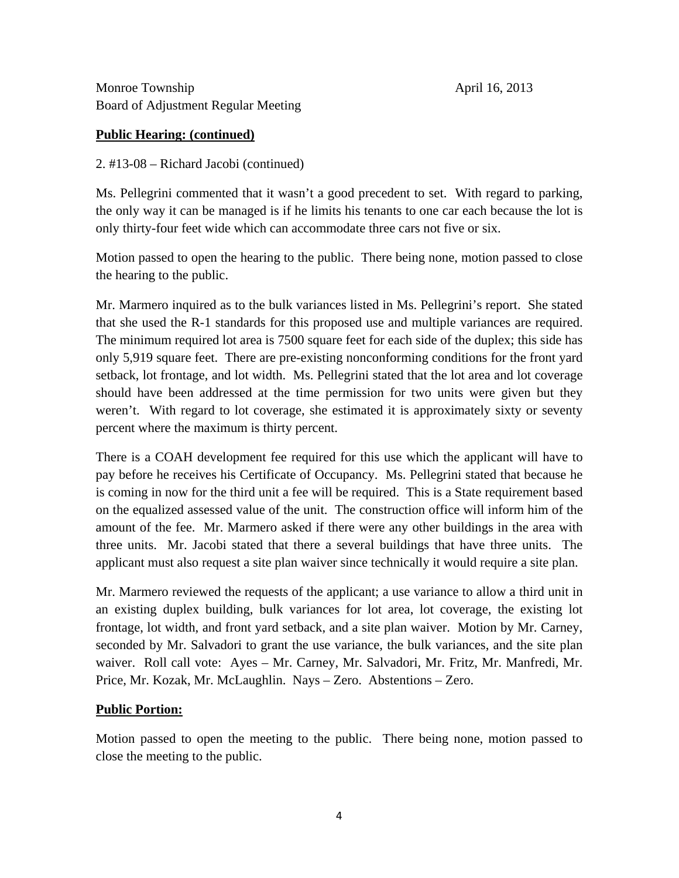Monroe Township April 16, 2013
Board of Adjustment Regular Meeting

**Public Hearing: (continued)**

2. #13-08 – Richard Jacobi (continued)

Ms. Pellegrini commented that it wasn't a good precedent to set. With regard to parking, the only way it can be managed is if he limits his tenants to one car each because the lot is only thirty-four feet wide which can accommodate three cars not five or six.

Motion passed to open the hearing to the public. There being none, motion passed to close the hearing to the public.

Mr. Marmero inquired as to the bulk variances listed in Ms. Pellegrini's report. She stated that she used the R-1 standards for this proposed use and multiple variances are required. The minimum required lot area is 7500 square feet for each side of the duplex; this side has only 5,919 square feet. There are pre-existing nonconforming conditions for the front yard setback, lot frontage, and lot width. Ms. Pellegrini stated that the lot area and lot coverage should have been addressed at the time permission for two units were given but they weren't. With regard to lot coverage, she estimated it is approximately sixty or seventy percent where the maximum is thirty percent.

There is a COAH development fee required for this use which the applicant will have to pay before he receives his Certificate of Occupancy. Ms. Pellegrini stated that because he is coming in now for the third unit a fee will be required. This is a State requirement based on the equalized assessed value of the unit. The construction office will inform him of the amount of the fee. Mr. Marmero asked if there were any other buildings in the area with three units. Mr. Jacobi stated that there a several buildings that have three units. The applicant must also request a site plan waiver since technically it would require a site plan.

Mr. Marmero reviewed the requests of the applicant; a use variance to allow a third unit in an existing duplex building, bulk variances for lot area, lot coverage, the existing lot frontage, lot width, and front yard setback, and a site plan waiver. Motion by Mr. Carney, seconded by Mr. Salvadori to grant the use variance, the bulk variances, and the site plan waiver. Roll call vote: Ayes – Mr. Carney, Mr. Salvadori, Mr. Fritz, Mr. Manfredi, Mr. Price, Mr. Kozak, Mr. McLaughlin. Nays – Zero. Abstentions – Zero.

**Public Portion:**

Motion passed to open the meeting to the public. There being none, motion passed to close the meeting to the public.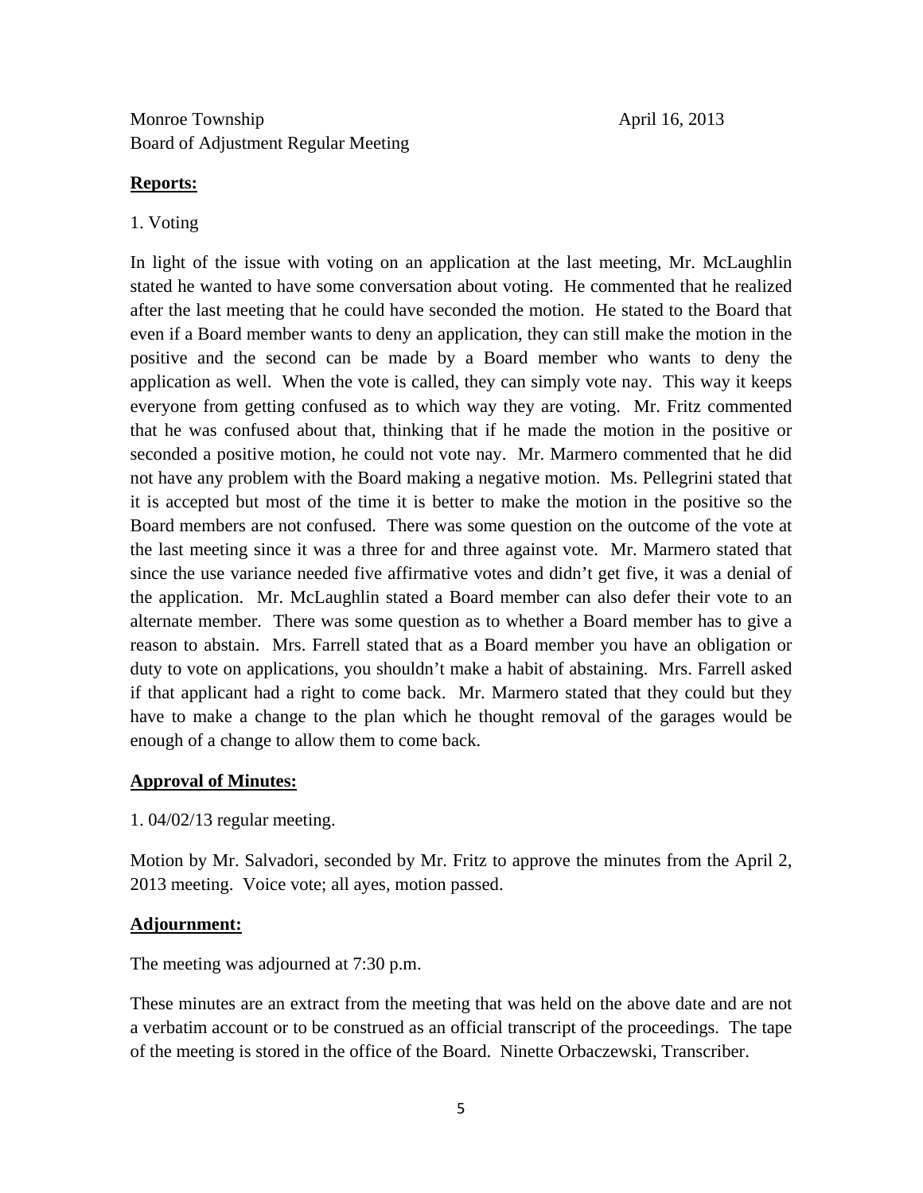Monroe Township April 16, 2013
Board of Adjustment Regular Meeting

**Reports:**

1. Voting

In light of the issue with voting on an application at the last meeting, Mr. McLaughlin stated he wanted to have some conversation about voting. He commented that he realized after the last meeting that he could have seconded the motion. He stated to the Board that even if a Board member wants to deny an application, they can still make the motion in the positive and the second can be made by a Board member who wants to deny the application as well. When the vote is called, they can simply vote nay. This way it keeps everyone from getting confused as to which way they are voting. Mr. Fritz commented that he was confused about that, thinking that if he made the motion in the positive or seconded a positive motion, he could not vote nay. Mr. Marmero commented that he did not have any problem with the Board making a negative motion. Ms. Pellegrini stated that it is accepted but most of the time it is better to make the motion in the positive so the Board members are not confused. There was some question on the outcome of the vote at the last meeting since it was a three for and three against vote. Mr. Marmero stated that since the use variance needed five affirmative votes and didn't get five, it was a denial of the application. Mr. McLaughlin stated a Board member can also defer their vote to an alternate member. There was some question as to whether a Board member has to give a reason to abstain. Mrs. Farrell stated that as a Board member you have an obligation or duty to vote on applications, you shouldn't make a habit of abstaining. Mrs. Farrell asked if that applicant had a right to come back. Mr. Marmero stated that they could but they have to make a change to the plan which he thought removal of the garages would be enough of a change to allow them to come back.

**Approval of Minutes:**

1. 04/02/13 regular meeting.

Motion by Mr. Salvadori, seconded by Mr. Fritz to approve the minutes from the April 2, 2013 meeting. Voice vote; all ayes, motion passed.

**Adjournment:**

The meeting was adjourned at 7:30 p.m.

These minutes are an extract from the meeting that was held on the above date and are not a verbatim account or to be construed as an official transcript of the proceedings. The tape of the meeting is stored in the office of the Board. Ninette Orbaczewski, Transcriber.